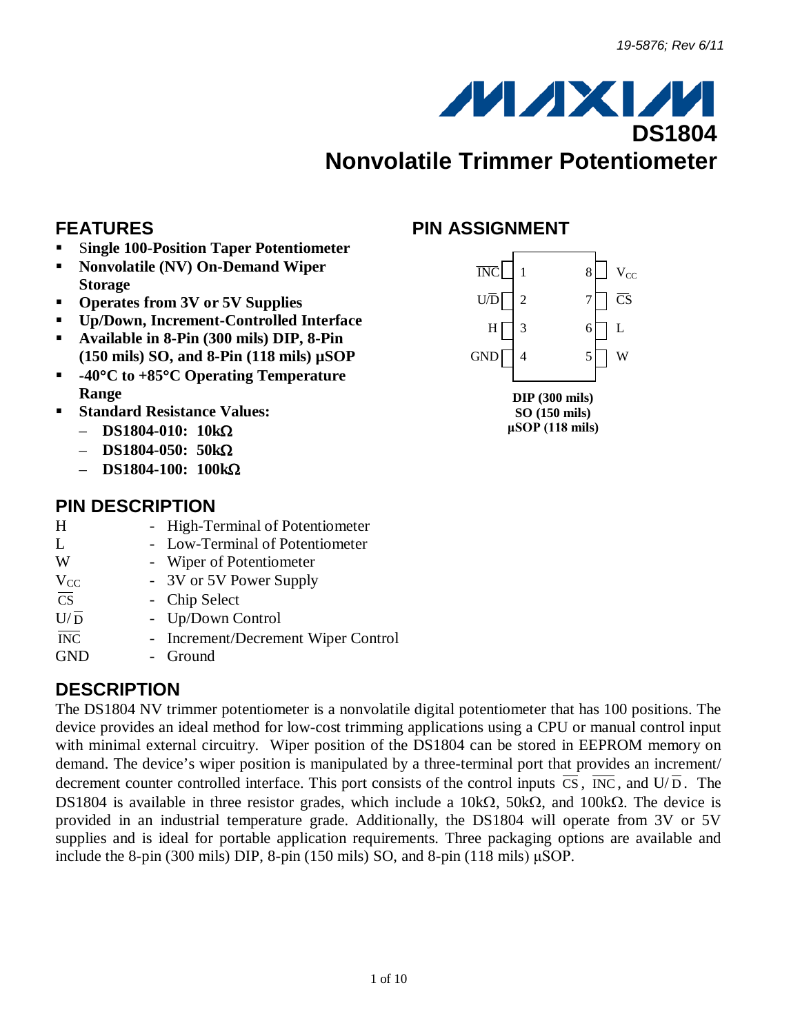19-5876; Rev 6/11

# DS1804
# Nonvolatile Trimmer Potentiometer

## FEATURES

- **Single 100-Position Taper Potentiometer**
- **Nonvolatile (NV) On-Demand Wiper Storage**
- **Operates from 3V or 5V Supplies**
- **Up/Down, Increment-Controlled Interface**
- **Available in 8-Pin (300 mils) DIP, 8-Pin (150 mils) SO, and 8-Pin (118 mils) µSOP**
- **-40°C to +85°C Operating Temperature Range**
- **Standard Resistance Values:**
  - **DS1804-010: 10kΩ**
  - **DS1804-050: 50kΩ**
  - **DS1804-100: 100kΩ**

## PIN ASSIGNMENT

| | | | |
|---|---|---|---|
| $\overline{\text{INC}}$ | 1 | 8 | $V_{CC}$ |
| U/$\overline{\text{D}}$ | 2 | 7 | $\overline{\text{CS}}$ |
| H | 3 | 6 | L |
| GND | 4 | 5 | W |

**DIP (300 mils)**
**SO (150 mils)**
**µSOP (118 mils)**

## PIN DESCRIPTION

| | |
|---|---|
| H | - High-Terminal of Potentiometer |
| L | - Low-Terminal of Potentiometer |
| W | - Wiper of Potentiometer |
| $V_{CC}$ | - 3V or 5V Power Supply |
| $\overline{\text{CS}}$ | - Chip Select |
| U/$\overline{\text{D}}$ | - Up/Down Control |
| $\overline{\text{INC}}$ | - Increment/Decrement Wiper Control |
| GND | - Ground |

## DESCRIPTION

The DS1804 NV trimmer potentiometer is a nonvolatile digital potentiometer that has 100 positions. The device provides an ideal method for low-cost trimming applications using a CPU or manual control input with minimal external circuitry. Wiper position of the DS1804 can be stored in EEPROM memory on demand. The device's wiper position is manipulated by a three-terminal port that provides an increment/ decrement counter controlled interface. This port consists of the control inputs $\overline{\text{CS}}$, $\overline{\text{INC}}$, and U/$\overline{\text{D}}$. The DS1804 is available in three resistor grades, which include a 10kΩ, 50kΩ, and 100kΩ. The device is provided in an industrial temperature grade. Additionally, the DS1804 will operate from 3V or 5V supplies and is ideal for portable application requirements. Three packaging options are available and include the 8-pin (300 mils) DIP, 8-pin (150 mils) SO, and 8-pin (118 mils) µSOP.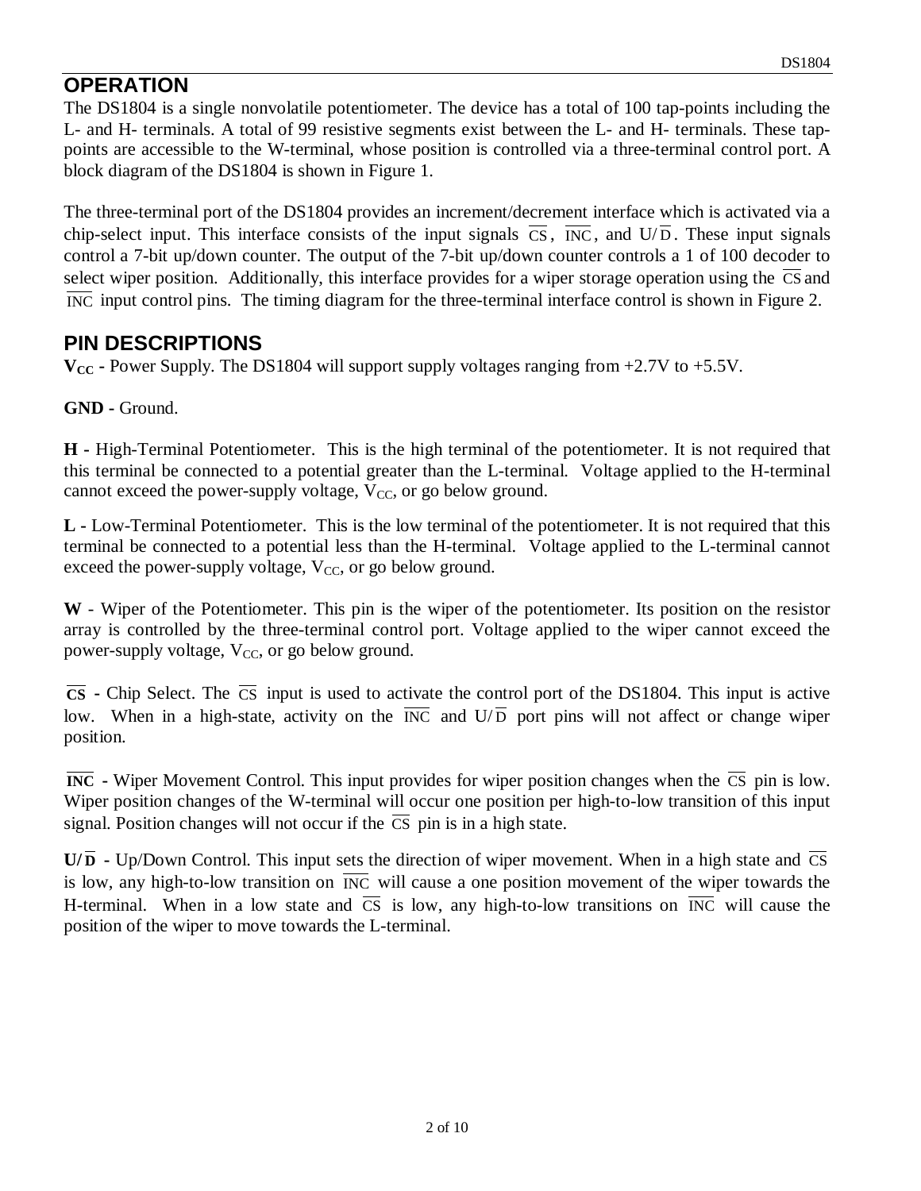## OPERATION

The DS1804 is a single nonvolatile potentiometer. The device has a total of 100 tap-points including the L- and H- terminals. A total of 99 resistive segments exist between the L- and H- terminals. These tap-points are accessible to the W-terminal, whose position is controlled via a three-terminal control port. A block diagram of the DS1804 is shown in Figure 1.

The three-terminal port of the DS1804 provides an increment/decrement interface which is activated via a chip-select input. This interface consists of the input signals $\overline{CS}$, $\overline{INC}$, and U/$\overline{D}$. These input signals control a 7-bit up/down counter. The output of the 7-bit up/down counter controls a 1 of 100 decoder to select wiper position. Additionally, this interface provides for a wiper storage operation using the $\overline{CS}$ and $\overline{INC}$ input control pins. The timing diagram for the three-terminal interface control is shown in Figure 2.

## PIN DESCRIPTIONS

**$V_{CC}$ -** Power Supply. The DS1804 will support supply voltages ranging from +2.7V to +5.5V.

**GND -** Ground.

**H -** High-Terminal Potentiometer. This is the high terminal of the potentiometer. It is not required that this terminal be connected to a potential greater than the L-terminal. Voltage applied to the H-terminal cannot exceed the power-supply voltage, $V_{CC}$, or go below ground.

**L -** Low-Terminal Potentiometer. This is the low terminal of the potentiometer. It is not required that this terminal be connected to a potential less than the H-terminal. Voltage applied to the L-terminal cannot exceed the power-supply voltage, $V_{CC}$, or go below ground.

**W** - Wiper of the Potentiometer. This pin is the wiper of the potentiometer. Its position on the resistor array is controlled by the three-terminal control port. Voltage applied to the wiper cannot exceed the power-supply voltage, $V_{CC}$, or go below ground.

**$\overline{CS}$ -** Chip Select. The $\overline{CS}$ input is used to activate the control port of the DS1804. This input is active low. When in a high-state, activity on the $\overline{INC}$ and U/$\overline{D}$ port pins will not affect or change wiper position.

**$\overline{INC}$ -** Wiper Movement Control. This input provides for wiper position changes when the $\overline{CS}$ pin is low. Wiper position changes of the W-terminal will occur one position per high-to-low transition of this input signal. Position changes will not occur if the $\overline{CS}$ pin is in a high state.

**U/$\overline{D}$ -** Up/Down Control. This input sets the direction of wiper movement. When in a high state and $\overline{CS}$ is low, any high-to-low transition on $\overline{INC}$ will cause a one position movement of the wiper towards the H-terminal. When in a low state and $\overline{CS}$ is low, any high-to-low transitions on $\overline{INC}$ will cause the position of the wiper to move towards the L-terminal.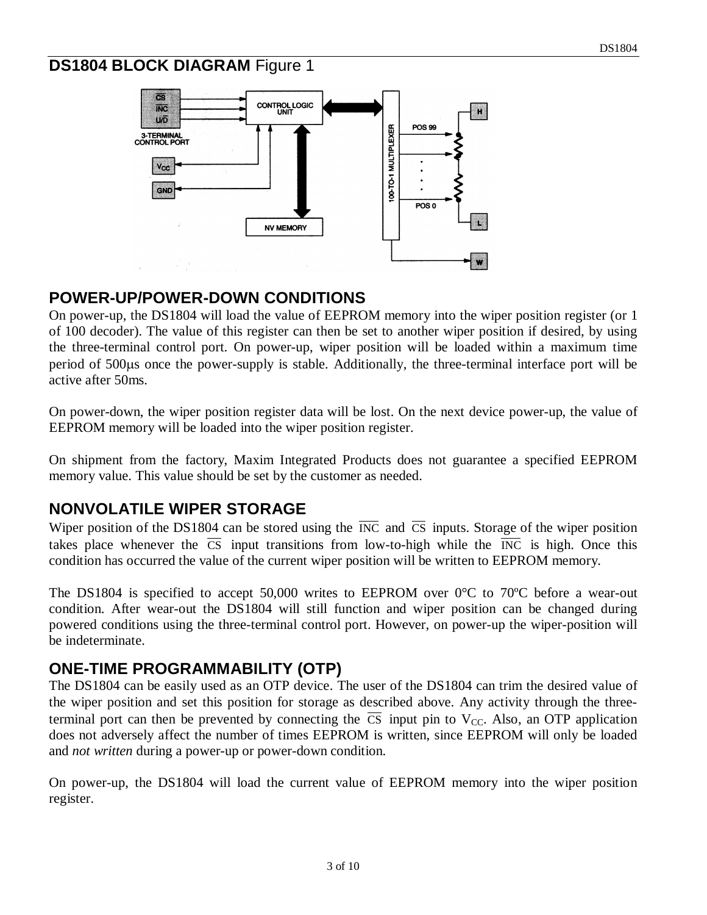## DS1804 BLOCK DIAGRAM Figure 1

CS
INC
U/D
3-TERMINAL CONTROL PORT
CONTROL LOGIC UNIT
VCC
GND
NV MEMORY
100-TO-1 MULTIPLEXER
POS 99
POS 0
H
L
W

## POWER-UP/POWER-DOWN CONDITIONS

On power-up, the DS1804 will load the value of EEPROM memory into the wiper position register (or 1 of 100 decoder). The value of this register can then be set to another wiper position if desired, by using the three-terminal control port. On power-up, wiper position will be loaded within a maximum time period of 500μs once the power-supply is stable. Additionally, the three-terminal interface port will be active after 50ms.

On power-down, the wiper position register data will be lost. On the next device power-up, the value of EEPROM memory will be loaded into the wiper position register.

On shipment from the factory, Maxim Integrated Products does not guarantee a specified EEPROM memory value. This value should be set by the customer as needed.

## NONVOLATILE WIPER STORAGE

Wiper position of the DS1804 can be stored using the $\overline{INC}$ and $\overline{CS}$ inputs. Storage of the wiper position takes place whenever the $\overline{CS}$ input transitions from low-to-high while the $\overline{INC}$ is high. Once this condition has occurred the value of the current wiper position will be written to EEPROM memory.

The DS1804 is specified to accept 50,000 writes to EEPROM over 0°C to 70ºC before a wear-out condition. After wear-out the DS1804 will still function and wiper position can be changed during powered conditions using the three-terminal control port. However, on power-up the wiper-position will be indeterminate.

## ONE-TIME PROGRAMMABILITY (OTP)

The DS1804 can be easily used as an OTP device. The user of the DS1804 can trim the desired value of the wiper position and set this position for storage as described above. Any activity through the three-terminal port can then be prevented by connecting the $\overline{CS}$ input pin to $V_{CC}$. Also, an OTP application does not adversely affect the number of times EEPROM is written, since EEPROM will only be loaded and *not written* during a power-up or power-down condition.

On power-up, the DS1804 will load the current value of EEPROM memory into the wiper position register.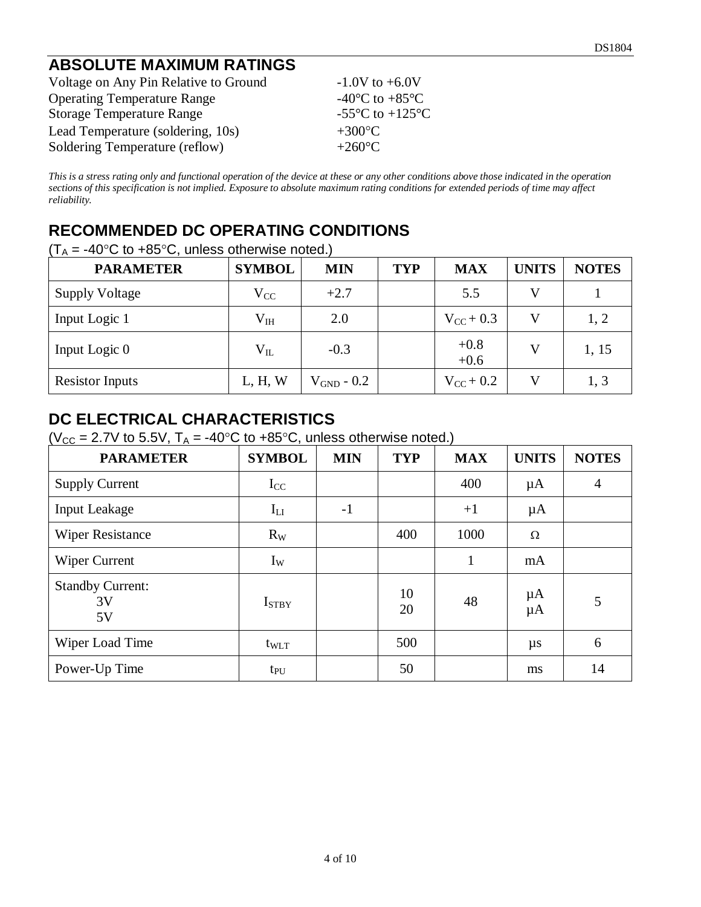## ABSOLUTE MAXIMUM RATINGS

| | |
|---|---|
| Voltage on Any Pin Relative to Ground | -1.0V to +6.0V |
| Operating Temperature Range | -40°C to +85°C |
| Storage Temperature Range | -55°C to +125°C |
| Lead Temperature (soldering, 10s) | +300°C |
| Soldering Temperature (reflow) | +260°C |

*This is a stress rating only and functional operation of the device at these or any other conditions above those indicated in the operation sections of this specification is not implied. Exposure to absolute maximum rating conditions for extended periods of time may affect reliability.*

## RECOMMENDED DC OPERATING CONDITIONS

($T_A$ = -40°C to +85°C, unless otherwise noted.)

| PARAMETER | SYMBOL | MIN | TYP | MAX | UNITS | NOTES |
|---|---|---|---|---|---|---|
| Supply Voltage | $V_{CC}$ | +2.7 | | 5.5 | V | 1 |
| Input Logic 1 | $V_{IH}$ | 2.0 | | $V_{CC}$ + 0.3 | V | 1, 2 |
| Input Logic 0 | $V_{IL}$ | -0.3 | | +0.8<br>+0.6 | V | 1, 15 |
| Resistor Inputs | L, H, W | $V_{GND}$ - 0.2 | | $V_{CC}$ + 0.2 | V | 1, 3 |

## DC ELECTRICAL CHARACTERISTICS

($V_{CC}$ = 2.7V to 5.5V, $T_A$ = -40°C to +85°C, unless otherwise noted.)

| PARAMETER | SYMBOL | MIN | TYP | MAX | UNITS | NOTES |
|---|---|---|---|---|---|---|
| Supply Current | $I_{CC}$ | | | 400 | µA | 4 |
| Input Leakage | $I_{LI}$ | -1 | | +1 | µA | |
| Wiper Resistance | $R_W$ | | 400 | 1000 | Ω | |
| Wiper Current | $I_W$ | | | 1 | mA | |
| Standby Current:<br>3V<br>5V | $I_{STBY}$ | | 10<br>20 | 48 | µA<br>µA | 5 |
| Wiper Load Time | $t_{WLT}$ | | 500 | | µs | 6 |
| Power-Up Time | $t_{PU}$ | | 50 | | ms | 14 |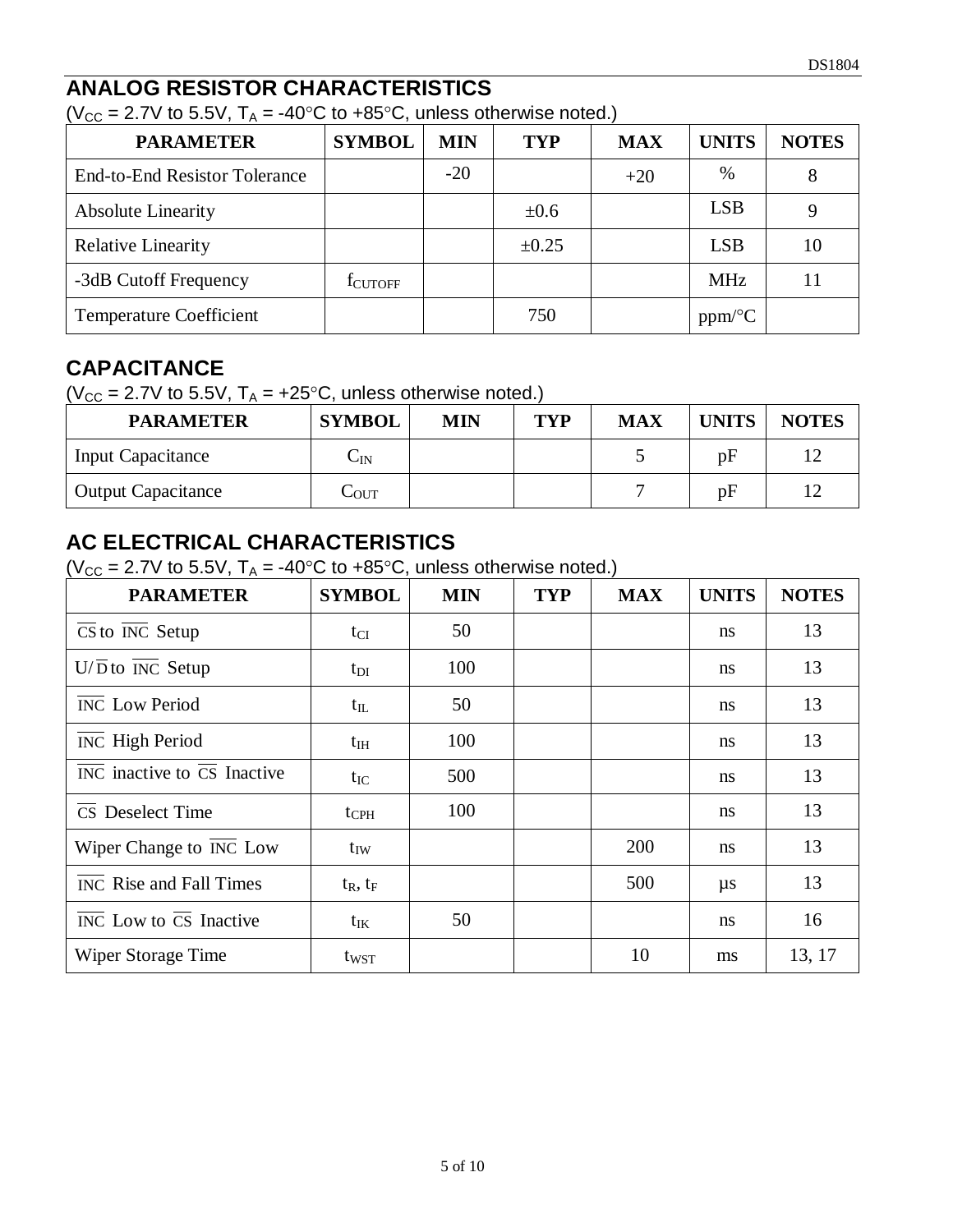## ANALOG RESISTOR CHARACTERISTICS

($V_{CC}$ = 2.7V to 5.5V, $T_A$ = -40°C to +85°C, unless otherwise noted.)

| PARAMETER | SYMBOL | MIN | TYP | MAX | UNITS | NOTES |
|---|---|---|---|---|---|---|
| End-to-End Resistor Tolerance | | -20 | | +20 | % | 8 |
| Absolute Linearity | | | ±0.6 | | LSB | 9 |
| Relative Linearity | | | ±0.25 | | LSB | 10 |
| -3dB Cutoff Frequency | $f_{CUTOFF}$ | | | | MHz | 11 |
| Temperature Coefficient | | | 750 | | ppm/°C | |

## CAPACITANCE

($V_{CC}$ = 2.7V to 5.5V, $T_A$ = +25°C, unless otherwise noted.)

| PARAMETER | SYMBOL | MIN | TYP | MAX | UNITS | NOTES |
|---|---|---|---|---|---|---|
| Input Capacitance | $C_{IN}$ | | | 5 | pF | 12 |
| Output Capacitance | $C_{OUT}$ | | | 7 | pF | 12 |

## AC ELECTRICAL CHARACTERISTICS

($V_{CC}$ = 2.7V to 5.5V, $T_A$ = -40°C to +85°C, unless otherwise noted.)

| PARAMETER | SYMBOL | MIN | TYP | MAX | UNITS | NOTES |
|---|---|---|---|---|---|---|
| $\overline{CS}$ to $\overline{INC}$ Setup | $t_{CI}$ | 50 | | | ns | 13 |
| U/$\overline{D}$ to $\overline{INC}$ Setup | $t_{DI}$ | 100 | | | ns | 13 |
| $\overline{INC}$ Low Period | $t_{IL}$ | 50 | | | ns | 13 |
| $\overline{INC}$ High Period | $t_{IH}$ | 100 | | | ns | 13 |
| $\overline{INC}$ inactive to $\overline{CS}$ Inactive | $t_{IC}$ | 500 | | | ns | 13 |
| $\overline{CS}$ Deselect Time | $t_{CPH}$ | 100 | | | ns | 13 |
| Wiper Change to $\overline{INC}$ Low | $t_{IW}$ | | | 200 | ns | 13 |
| $\overline{INC}$ Rise and Fall Times | $t_R$, $t_F$ | | | 500 | µs | 13 |
| $\overline{INC}$ Low to $\overline{CS}$ Inactive | $t_{IK}$ | 50 | | | ns | 16 |
| Wiper Storage Time | $t_{WST}$ | | | 10 | ms | 13, 17 |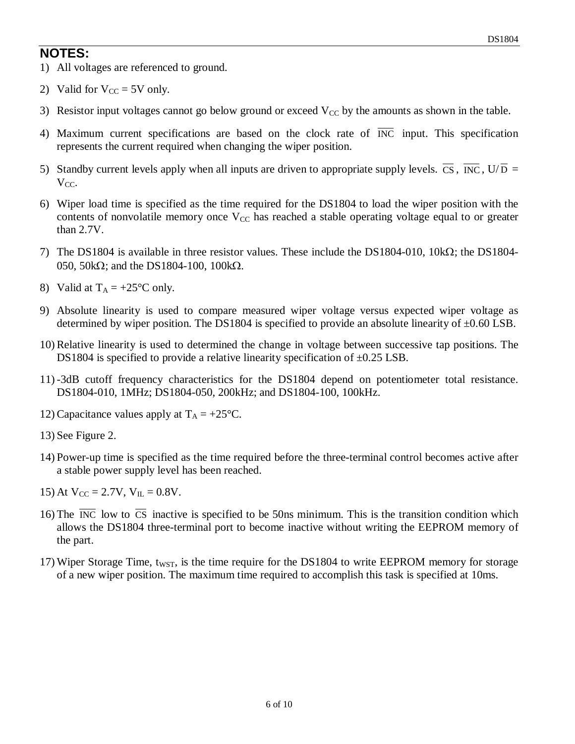## NOTES:

1) All voltages are referenced to ground.
2) Valid for $V_{CC}$ = 5V only.
3) Resistor input voltages cannot go below ground or exceed $V_{CC}$ by the amounts as shown in the table.
4) Maximum current specifications are based on the clock rate of $\overline{INC}$ input. This specification represents the current required when changing the wiper position.
5) Standby current levels apply when all inputs are driven to appropriate supply levels. $\overline{CS}$, $\overline{INC}$, U/$\overline{D}$ = $V_{CC}$.
6) Wiper load time is specified as the time required for the DS1804 to load the wiper position with the contents of nonvolatile memory once $V_{CC}$ has reached a stable operating voltage equal to or greater than 2.7V.
7) The DS1804 is available in three resistor values. These include the DS1804-010, 10kΩ; the DS1804-050, 50kΩ; and the DS1804-100, 100kΩ.
8) Valid at $T_A$ = +25°C only.
9) Absolute linearity is used to compare measured wiper voltage versus expected wiper voltage as determined by wiper position. The DS1804 is specified to provide an absolute linearity of ±0.60 LSB.
10) Relative linearity is used to determined the change in voltage between successive tap positions. The DS1804 is specified to provide a relative linearity specification of ±0.25 LSB.
11) -3dB cutoff frequency characteristics for the DS1804 depend on potentiometer total resistance. DS1804-010, 1MHz; DS1804-050, 200kHz; and DS1804-100, 100kHz.
12) Capacitance values apply at $T_A$ = +25°C.
13) See Figure 2.
14) Power-up time is specified as the time required before the three-terminal control becomes active after a stable power supply level has been reached.
15) At $V_{CC}$ = 2.7V, $V_{IL}$ = 0.8V.
16) The $\overline{INC}$ low to $\overline{CS}$ inactive is specified to be 50ns minimum. This is the transition condition which allows the DS1804 three-terminal port to become inactive without writing the EEPROM memory of the part.
17) Wiper Storage Time, $t_{WST}$, is the time require for the DS1804 to write EEPROM memory for storage of a new wiper position. The maximum time required to accomplish this task is specified at 10ms.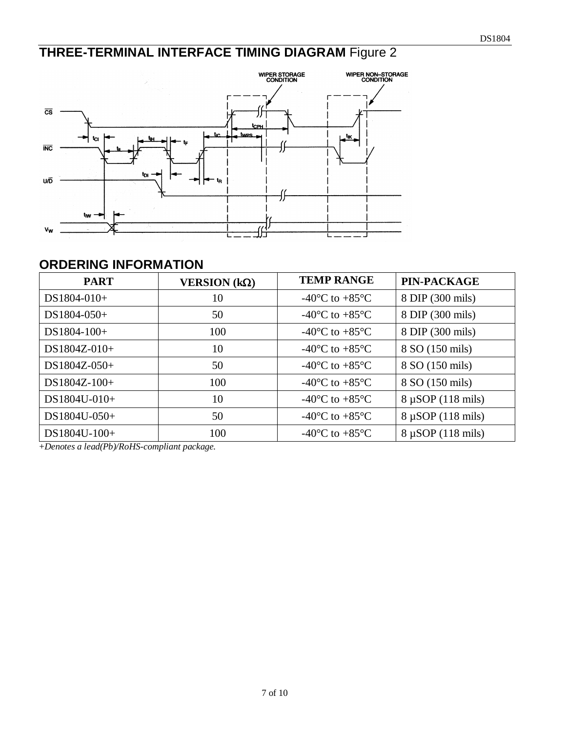## THREE-TERMINAL INTERFACE TIMING DIAGRAM Figure 2

WIPER STORAGE CONDITION

WIPER NON-STORAGE CONDITION

CS

INC

U/D

$V_W$

$t_{CI}$

$t_{IL}$

$t_{IH}$

$t_F$

$t_{IC}$

$t_{CPH}$

$t_{WPS}$

$t_{IK}$

$t_{DI}$

$t_R$

$t_{IW}$

## ORDERING INFORMATION

| PART | VERSION (kΩ) | TEMP RANGE | PIN-PACKAGE |
|---|---|---|---|
| DS1804-010+ | 10 | -40°C to +85°C | 8 DIP (300 mils) |
| DS1804-050+ | 50 | -40°C to +85°C | 8 DIP (300 mils) |
| DS1804-100+ | 100 | -40°C to +85°C | 8 DIP (300 mils) |
| DS1804Z-010+ | 10 | -40°C to +85°C | 8 SO (150 mils) |
| DS1804Z-050+ | 50 | -40°C to +85°C | 8 SO (150 mils) |
| DS1804Z-100+ | 100 | -40°C to +85°C | 8 SO (150 mils) |
| DS1804U-010+ | 10 | -40°C to +85°C | 8 µSOP (118 mils) |
| DS1804U-050+ | 50 | -40°C to +85°C | 8 µSOP (118 mils) |
| DS1804U-100+ | 100 | -40°C to +85°C | 8 µSOP (118 mils) |

*+Denotes a lead(Pb)/RoHS-compliant package.*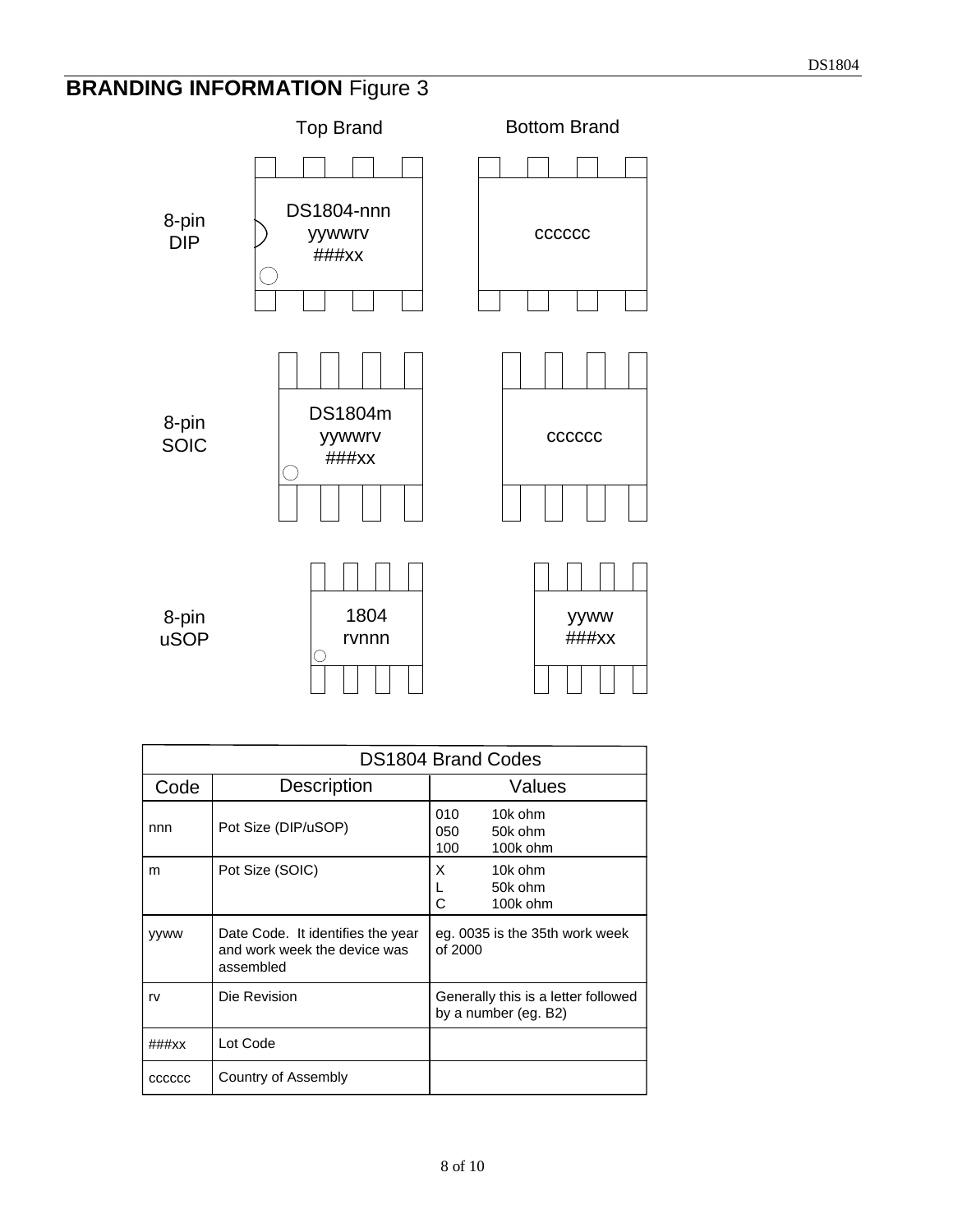## BRANDING INFORMATION Figure 3

Top Brand | Bottom Brand

8-pin DIP: Top: DS1804-nnn / yywwrv / ###xx — Bottom: cccccc

8-pin SOIC: Top: DS1804m / yywwrv / ###xx — Bottom: cccccc

8-pin uSOP: Top: 1804 / rvnnn — Bottom: yyww / ###xx

| DS1804 Brand Codes | | |
|---|---|---|
| **Code** | **Description** | **Values** |
| nnn | Pot Size (DIP/uSOP) | 010 10k ohm<br>050 50k ohm<br>100 100k ohm |
| m | Pot Size (SOIC) | X 10k ohm<br>L 50k ohm<br>C 100k ohm |
| yyww | Date Code. It identifies the year and work week the device was assembled | eg. 0035 is the 35th work week of 2000 |
| rv | Die Revision | Generally this is a letter followed by a number (eg. B2) |
| ###xx | Lot Code | |
| cccccc | Country of Assembly | |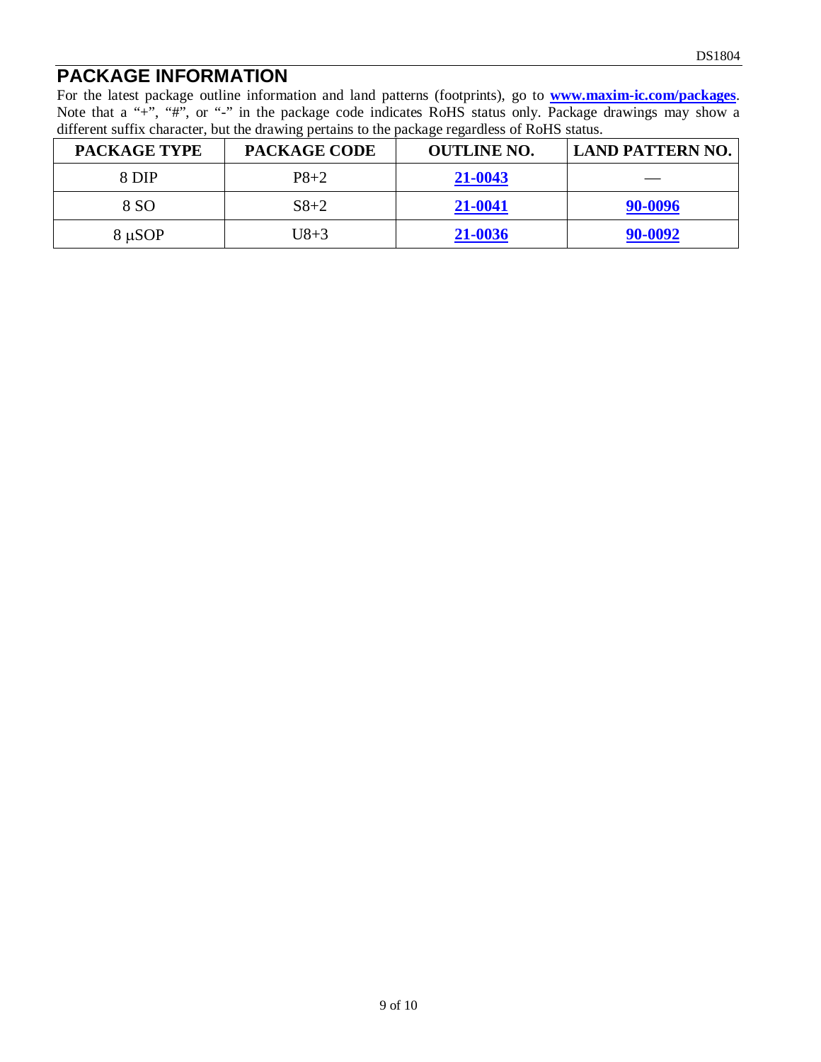## PACKAGE INFORMATION

For the latest package outline information and land patterns (footprints), go to **www.maxim-ic.com/packages**. Note that a "+", "#", or "-" in the package code indicates RoHS status only. Package drawings may show a different suffix character, but the drawing pertains to the package regardless of RoHS status.

| PACKAGE TYPE | PACKAGE CODE | OUTLINE NO. | LAND PATTERN NO. |
|---|---|---|---|
| 8 DIP | P8+2 | **21-0043** | — |
| 8 SO | S8+2 | **21-0041** | **90-0096** |
| 8 μSOP | U8+3 | **21-0036** | **90-0092** |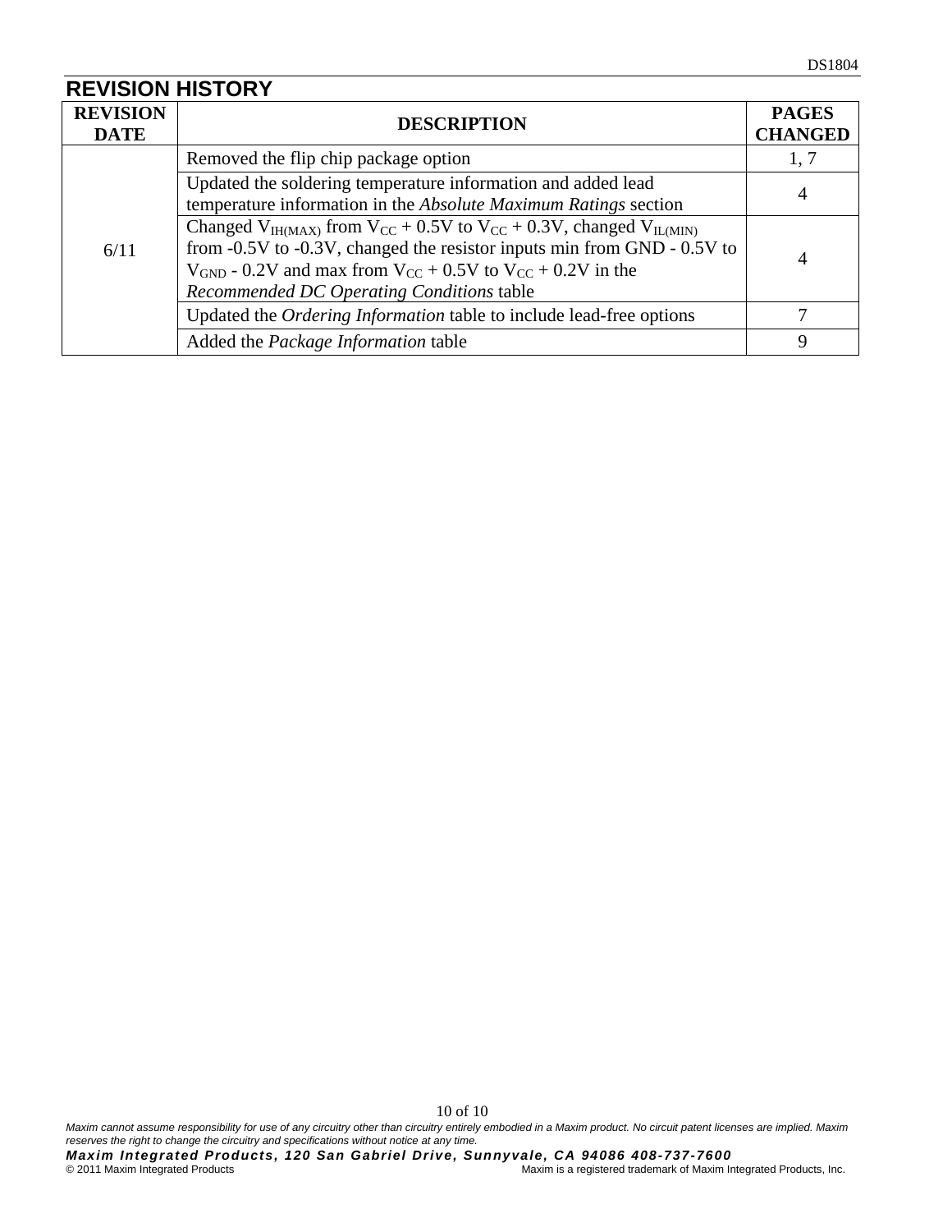## REVISION HISTORY

| REVISION DATE | DESCRIPTION | PAGES CHANGED |
|---|---|---|
| 6/11 | Removed the flip chip package option | 1, 7 |
| | Updated the soldering temperature information and added lead temperature information in the *Absolute Maximum Ratings* section | 4 |
| | Changed $V_{IH(MAX)}$ from $V_{CC}$ + 0.5V to $V_{CC}$ + 0.3V, changed $V_{IL(MIN)}$ from -0.5V to -0.3V, changed the resistor inputs min from GND - 0.5V to $V_{GND}$ - 0.2V and max from $V_{CC}$ + 0.5V to $V_{CC}$ + 0.2V in the *Recommended DC Operating Conditions* table | 4 |
| | Updated the *Ordering Information* table to include lead-free options | 7 |
| | Added the *Package Information* table | 9 |

*Maxim cannot assume responsibility for use of any circuitry other than circuitry entirely embodied in a Maxim product. No circuit patent licenses are implied. Maxim reserves the right to change the circuitry and specifications without notice at any time.*

***Maxim Integrated Products, 120 San Gabriel Drive, Sunnyvale, CA 94086 408-737-7600***

© 2011 Maxim Integrated Products

Maxim is a registered trademark of Maxim Integrated Products, Inc.